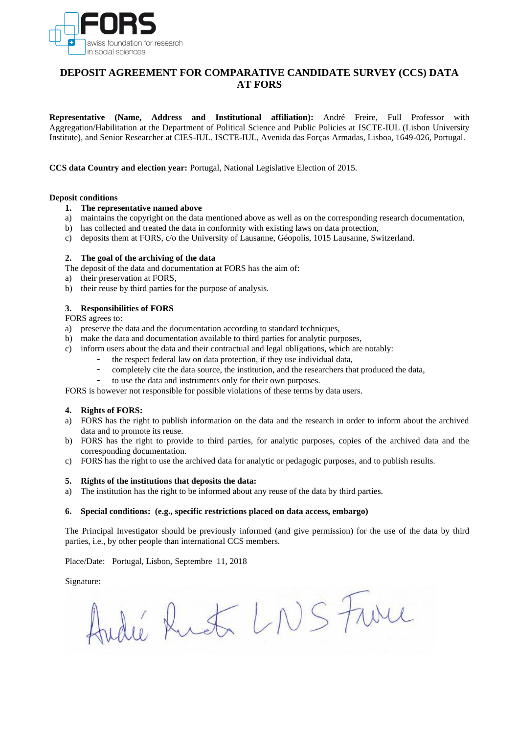FORS
swiss foundation for research in social sciences

# DEPOSIT AGREEMENT FOR COMPARATIVE CANDIDATE SURVEY (CCS) DATA AT FORS

**Representative (Name, Address and Institutional affiliation):** André Freire, Full Professor with Aggregation/Habilitation at the Department of Political Science and Public Policies at ISCTE-IUL (Lisbon University Institute), and Senior Researcher at CIES-IUL. ISCTE-IUL, Avenida das Forças Armadas, Lisboa, 1649-026, Portugal.

**CCS data Country and election year:** Portugal, National Legislative Election of 2015.

**Deposit conditions**

1. **The representative named above**
   a) maintains the copyright on the data mentioned above as well as on the corresponding research documentation,
   b) has collected and treated the data in conformity with existing laws on data protection,
   c) deposits them at FORS, c/o the University of Lausanne, Géopolis, 1015 Lausanne, Switzerland.

2. **The goal of the archiving of the data**
   The deposit of the data and documentation at FORS has the aim of:
   a) their preservation at FORS,
   b) their reuse by third parties for the purpose of analysis.

3. **Responsibilities of FORS**
   FORS agrees to:
   a) preserve the data and the documentation according to standard techniques,
   b) make the data and documentation available to third parties for analytic purposes,
   c) inform users about the data and their contractual and legal obligations, which are notably:
      - the respect federal law on data protection, if they use individual data,
      - completely cite the data source, the institution, and the researchers that produced the data,
      - to use the data and instruments only for their own purposes.

   FORS is however not responsible for possible violations of these terms by data users.

4. **Rights of FORS:**
   a) FORS has the right to publish information on the data and the research in order to inform about the archived data and to promote its reuse.
   b) FORS has the right to provide to third parties, for analytic purposes, copies of the archived data and the corresponding documentation.
   c) FORS has the right to use the archived data for analytic or pedagogic purposes, and to publish results.

5. **Rights of the institutions that deposits the data:**
   a) The institution has the right to be informed about any reuse of the data by third parties.

6. **Special conditions: (e.g., specific restrictions placed on data access, embargo)**

The Principal Investigator should be previously informed (and give permission) for the use of the data by third parties, i.e., by other people than international CCS members.

Place/Date: Portugal, Lisbon, Septembre 11, 2018

Signature:

André Freire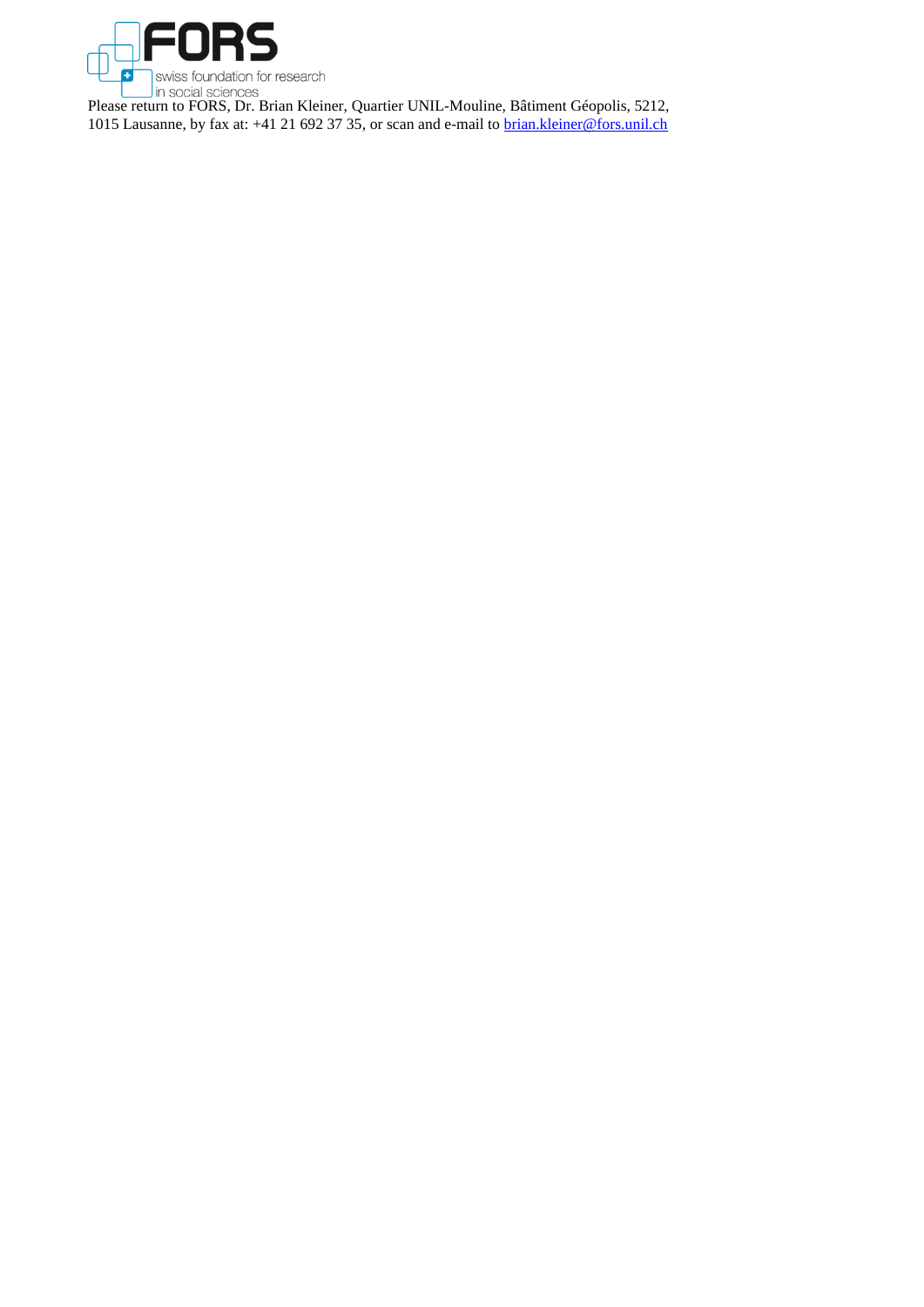FORS

swiss foundation for research in social sciences

Please return to FORS, Dr. Brian Kleiner, Quartier UNIL-Mouline, Bâtiment Géopolis, 5212, 1015 Lausanne, by fax at: +41 21 692 37 35, or scan and e-mail to brian.kleiner@fors.unil.ch